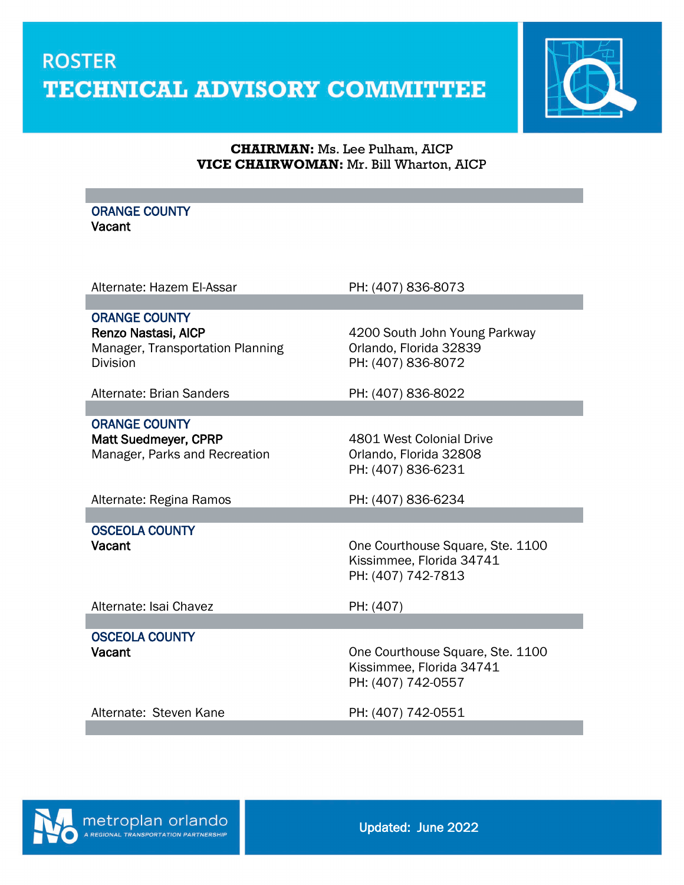# ROSTER
# TECHNICAL ADVISORY COMMITTEE

**CHAIRMAN:** Ms. Lee Pulham, AICP
**VICE CHAIRWOMAN:** Mr. Bill Wharton, AICP

---

**ORANGE COUNTY**
**Vacant**

Alternate: Hazem El-Assar — PH: (407) 836-8073

---

**ORANGE COUNTY**
**Renzo Nastasi, AICP**
Manager, Transportation Planning Division

4200 South John Young Parkway
Orlando, Florida 32839
PH: (407) 836-8072

Alternate: Brian Sanders — PH: (407) 836-8022

---

**ORANGE COUNTY**
**Matt Suedmeyer, CPRP**
Manager, Parks and Recreation

4801 West Colonial Drive
Orlando, Florida 32808
PH: (407) 836-6231

Alternate: Regina Ramos — PH: (407) 836-6234

---

**OSCEOLA COUNTY**
**Vacant**

One Courthouse Square, Ste. 1100
Kissimmee, Florida 34741
PH: (407) 742-7813

Alternate: Isai Chavez — PH: (407)

---

**OSCEOLA COUNTY**
**Vacant**

One Courthouse Square, Ste. 1100
Kissimmee, Florida 34741
PH: (407) 742-0557

Alternate: Steven Kane — PH: (407) 742-0551

---

metroplan orlando
A REGIONAL TRANSPORTATION PARTNERSHIP

Updated: June 2022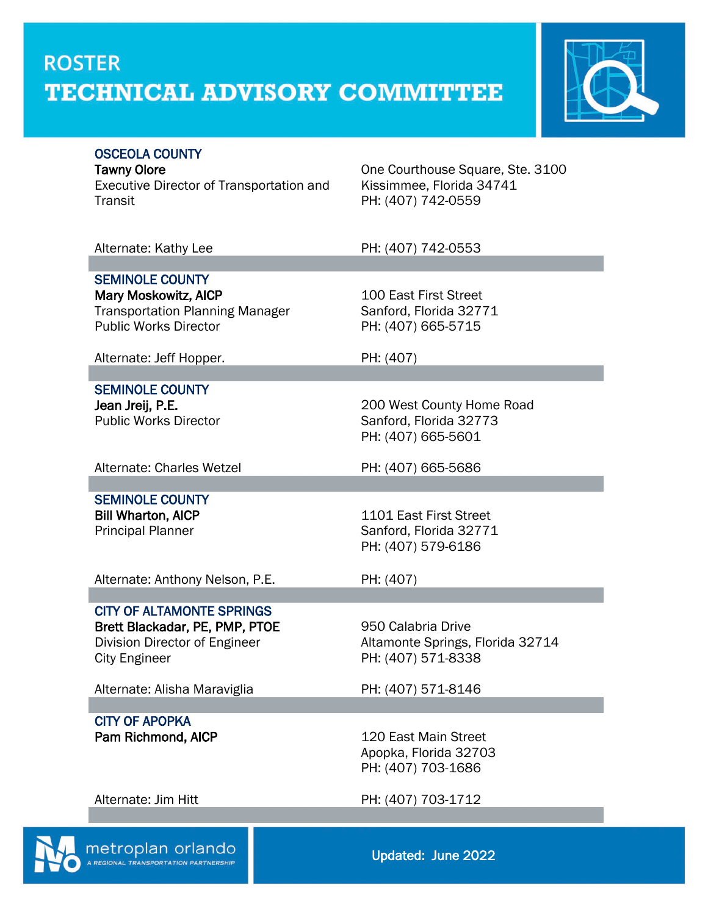# ROSTER
# TECHNICAL ADVISORY COMMITTEE

### OSCEOLA COUNTY

**Tawny Olore**
Executive Director of Transportation and Transit

One Courthouse Square, Ste. 3100
Kissimmee, Florida 34741
PH: (407) 742-0559

Alternate: Kathy Lee — PH: (407) 742-0553

---

### SEMINOLE COUNTY

**Mary Moskowitz, AICP**
Transportation Planning Manager
Public Works Director

100 East First Street
Sanford, Florida 32771
PH: (407) 665-5715

Alternate: Jeff Hopper. — PH: (407)

---

### SEMINOLE COUNTY

**Jean Jreij, P.E.**
Public Works Director

200 West County Home Road
Sanford, Florida 32773
PH: (407) 665-5601

Alternate: Charles Wetzel — PH: (407) 665-5686

---

### SEMINOLE COUNTY

**Bill Wharton, AICP**
Principal Planner

1101 East First Street
Sanford, Florida 32771
PH: (407) 579-6186

Alternate: Anthony Nelson, P.E. — PH: (407)

---

### CITY OF ALTAMONTE SPRINGS

**Brett Blackadar, PE, PMP, PTOE**
Division Director of Engineer
City Engineer

950 Calabria Drive
Altamonte Springs, Florida 32714
PH: (407) 571-8338

Alternate: Alisha Maraviglia — PH: (407) 571-8146

---

### CITY OF APOPKA

**Pam Richmond, AICP**

120 East Main Street
Apopka, Florida 32703
PH: (407) 703-1686

Alternate: Jim Hitt — PH: (407) 703-1712

---

metroplan orlando
A REGIONAL TRANSPORTATION PARTNERSHIP

Updated: June 2022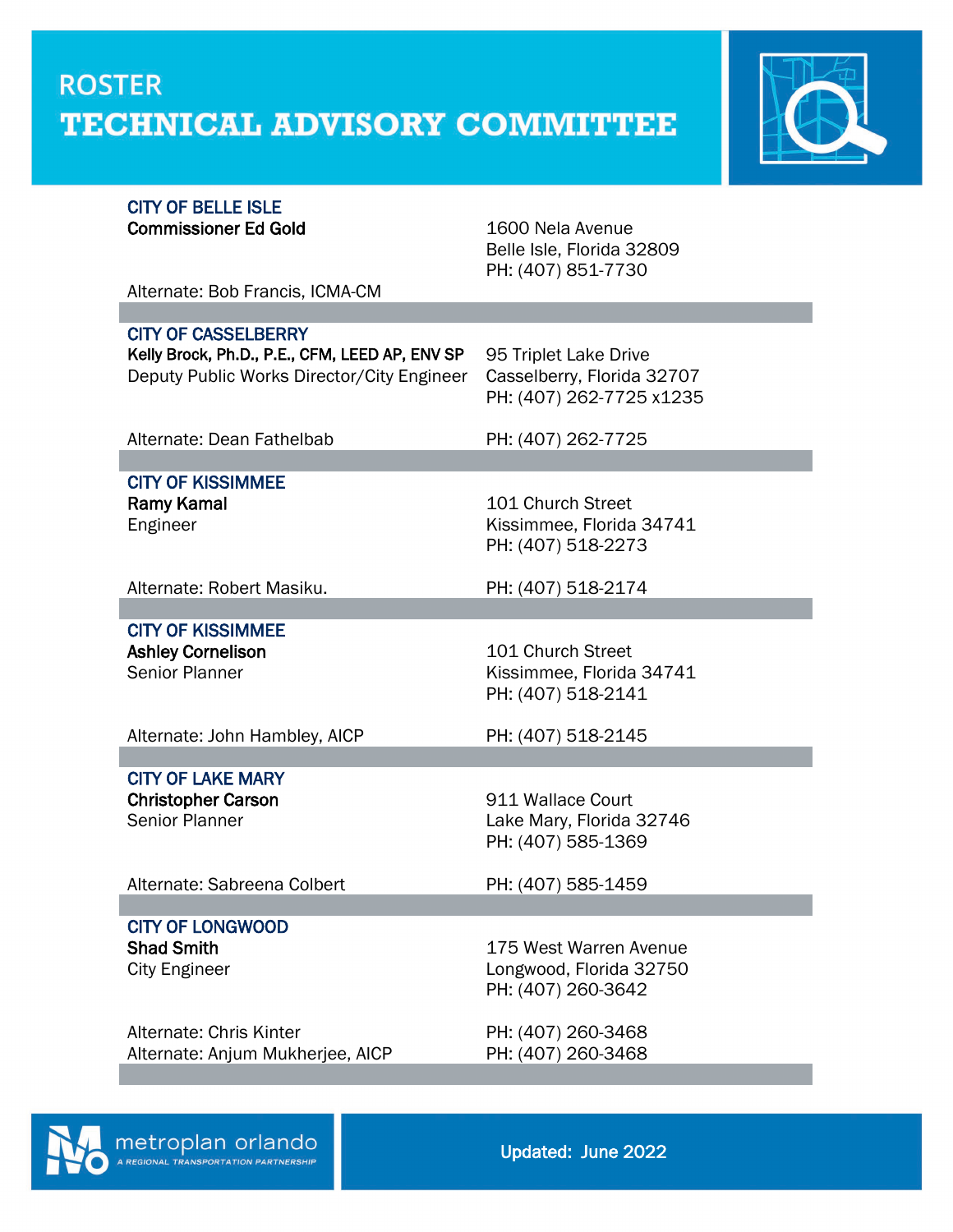# ROSTER

# TECHNICAL ADVISORY COMMITTEE

## CITY OF BELLE ISLE

**Commissioner Ed Gold**

1600 Nela Avenue
Belle Isle, Florida 32809
PH: (407) 851-7730

Alternate: Bob Francis, ICMA-CM

## CITY OF CASSELBERRY

**Kelly Brock, Ph.D., P.E., CFM, LEED AP, ENV SP**
Deputy Public Works Director/City Engineer

95 Triplet Lake Drive
Casselberry, Florida 32707
PH: (407) 262-7725 x1235

Alternate: Dean Fathelbab — PH: (407) 262-7725

## CITY OF KISSIMMEE

**Ramy Kamal**
Engineer

101 Church Street
Kissimmee, Florida 34741
PH: (407) 518-2273

Alternate: Robert Masiku. — PH: (407) 518-2174

## CITY OF KISSIMMEE

**Ashley Cornelison**
Senior Planner

101 Church Street
Kissimmee, Florida 34741
PH: (407) 518-2141

Alternate: John Hambley, AICP — PH: (407) 518-2145

## CITY OF LAKE MARY

**Christopher Carson**
Senior Planner

911 Wallace Court
Lake Mary, Florida 32746
PH: (407) 585-1369

Alternate: Sabreena Colbert — PH: (407) 585-1459

## CITY OF LONGWOOD

**Shad Smith**
City Engineer

175 West Warren Avenue
Longwood, Florida 32750
PH: (407) 260-3642

Alternate: Chris Kinter — PH: (407) 260-3468
Alternate: Anjum Mukherjee, AICP — PH: (407) 260-3468

metroplan orlando — A REGIONAL TRANSPORTATION PARTNERSHIP

Updated: June 2022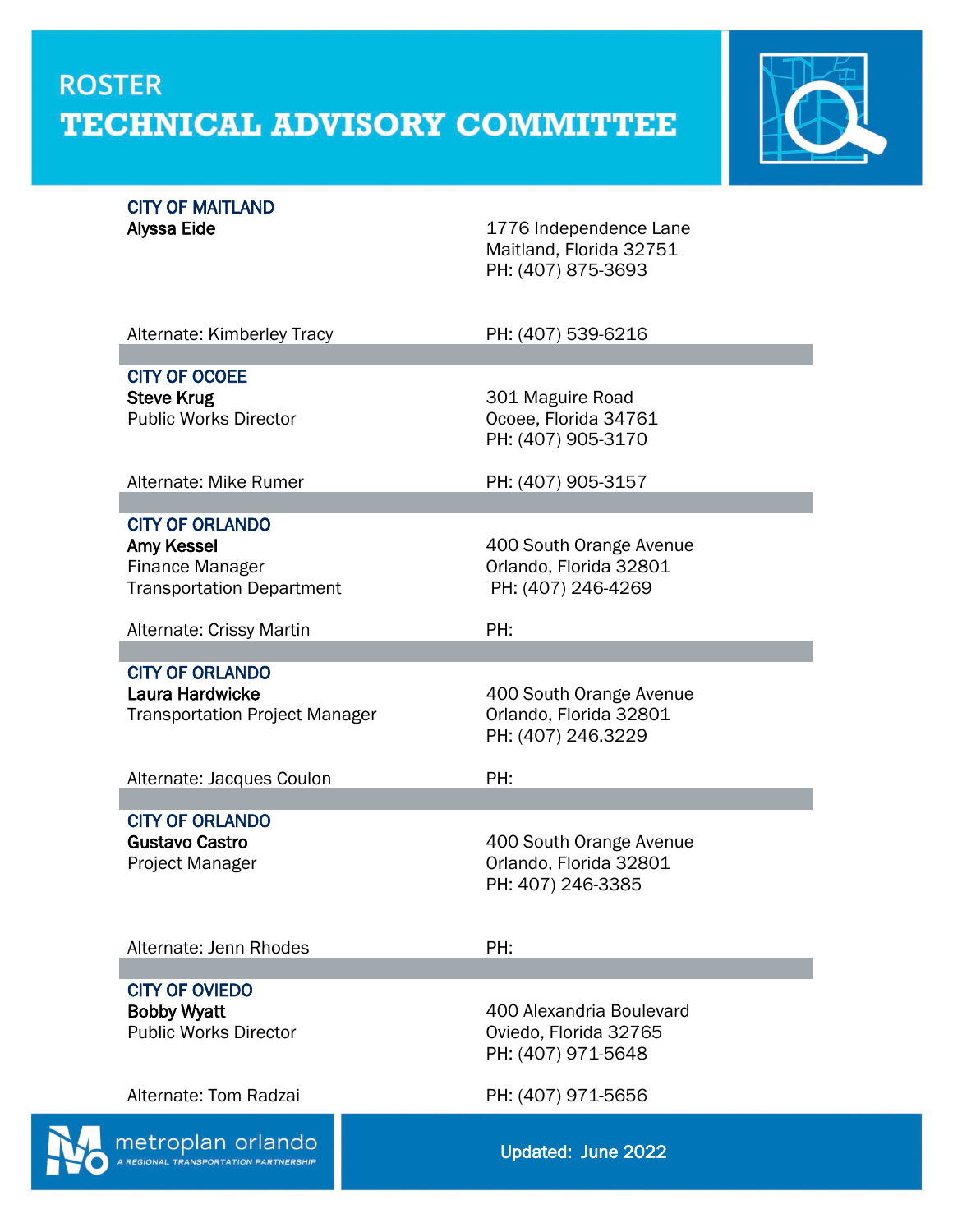# ROSTER
# TECHNICAL ADVISORY COMMITTEE

**CITY OF MAITLAND**
**Alyssa Eide**

1776 Independence Lane
Maitland, Florida 32751
PH: (407) 875-3693

Alternate: Kimberley Tracy — PH: (407) 539-6216

---

**CITY OF OCOEE**
**Steve Krug**
Public Works Director

301 Maguire Road
Ocoee, Florida 34761
PH: (407) 905-3170

Alternate: Mike Rumer — PH: (407) 905-3157

---

**CITY OF ORLANDO**
**Amy Kessel**
Finance Manager
Transportation Department

400 South Orange Avenue
Orlando, Florida 32801
PH: (407) 246-4269

Alternate: Crissy Martin — PH:

---

**CITY OF ORLANDO**
**Laura Hardwicke**
Transportation Project Manager

400 South Orange Avenue
Orlando, Florida 32801
PH: (407) 246.3229

Alternate: Jacques Coulon — PH:

---

**CITY OF ORLANDO**
**Gustavo Castro**
Project Manager

400 South Orange Avenue
Orlando, Florida 32801
PH: 407) 246-3385

Alternate: Jenn Rhodes — PH:

---

**CITY OF OVIEDO**
**Bobby Wyatt**
Public Works Director

400 Alexandria Boulevard
Oviedo, Florida 32765
PH: (407) 971-5648

Alternate: Tom Radzai — PH: (407) 971-5656

metroplan orlando
A REGIONAL TRANSPORTATION PARTNERSHIP

Updated: June 2022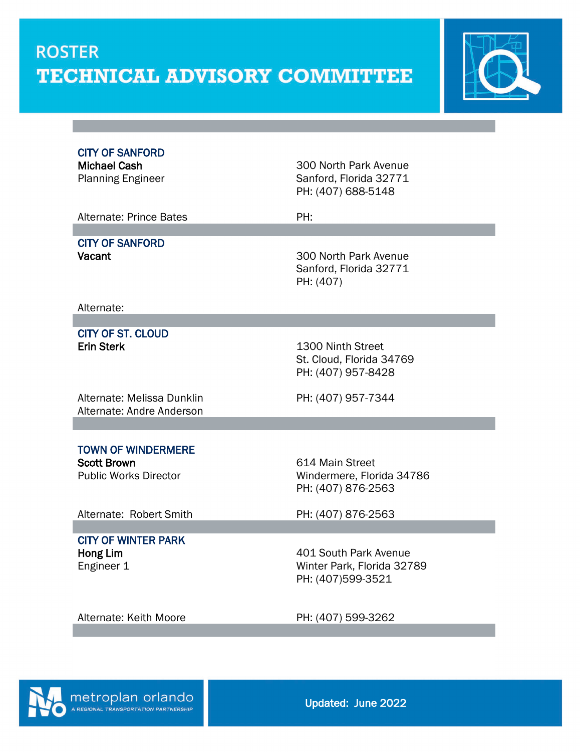# ROSTER
# TECHNICAL ADVISORY COMMITTEE

---

**CITY OF SANFORD**
**Michael Cash**
Planning Engineer

300 North Park Avenue
Sanford, Florida 32771
PH: (407) 688-5148

Alternate: Prince Bates — PH:

---

**CITY OF SANFORD**
**Vacant**

300 North Park Avenue
Sanford, Florida 32771
PH: (407)

Alternate:

---

**CITY OF ST. CLOUD**
**Erin Sterk**

1300 Ninth Street
St. Cloud, Florida 34769
PH: (407) 957-8428

Alternate: Melissa Dunklin — PH: (407) 957-7344
Alternate: Andre Anderson

---

**TOWN OF WINDERMERE**
**Scott Brown**
Public Works Director

614 Main Street
Windermere, Florida 34786
PH: (407) 876-2563

Alternate: Robert Smith — PH: (407) 876-2563

---

**CITY OF WINTER PARK**
**Hong Lim**
Engineer 1

401 South Park Avenue
Winter Park, Florida 32789
PH: (407)599-3521

Alternate: Keith Moore — PH: (407) 599-3262

---

metroplan orlando
A REGIONAL TRANSPORTATION PARTNERSHIP

Updated: June 2022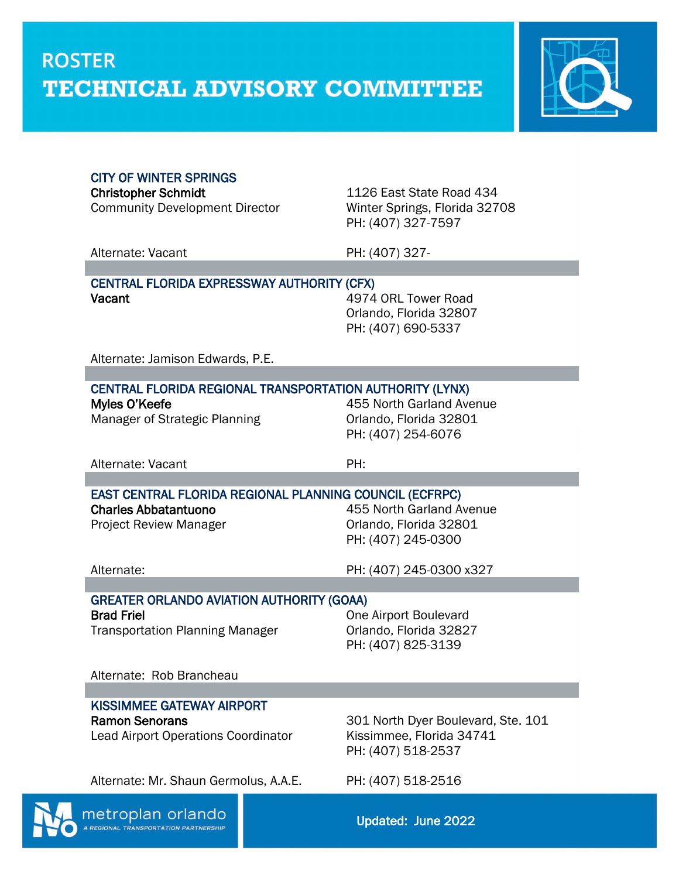# ROSTER
# TECHNICAL ADVISORY COMMITTEE

### CITY OF WINTER SPRINGS

**Christopher Schmidt**
Community Development Director

1126 East State Road 434
Winter Springs, Florida 32708
PH: (407) 327-7597

Alternate: Vacant
PH: (407) 327-

### CENTRAL FLORIDA EXPRESSWAY AUTHORITY (CFX)

**Vacant**

4974 ORL Tower Road
Orlando, Florida 32807
PH: (407) 690-5337

Alternate: Jamison Edwards, P.E.

### CENTRAL FLORIDA REGIONAL TRANSPORTATION AUTHORITY (LYNX)

**Myles O'Keefe**
Manager of Strategic Planning

455 North Garland Avenue
Orlando, Florida 32801
PH: (407) 254-6076

Alternate: Vacant
PH:

### EAST CENTRAL FLORIDA REGIONAL PLANNING COUNCIL (ECFRPC)

**Charles Abbatantuono**
Project Review Manager

455 North Garland Avenue
Orlando, Florida 32801
PH: (407) 245-0300

Alternate:
PH: (407) 245-0300 x327

### GREATER ORLANDO AVIATION AUTHORITY (GOAA)

**Brad Friel**
Transportation Planning Manager

One Airport Boulevard
Orlando, Florida 32827
PH: (407) 825-3139

Alternate: Rob Brancheau

### KISSIMMEE GATEWAY AIRPORT

**Ramon Senorans**
Lead Airport Operations Coordinator

301 North Dyer Boulevard, Ste. 101
Kissimmee, Florida 34741
PH: (407) 518-2537

Alternate: Mr. Shaun Germolus, A.A.E.
PH: (407) 518-2516

metroplan orlando
A REGIONAL TRANSPORTATION PARTNERSHIP

Updated: June 2022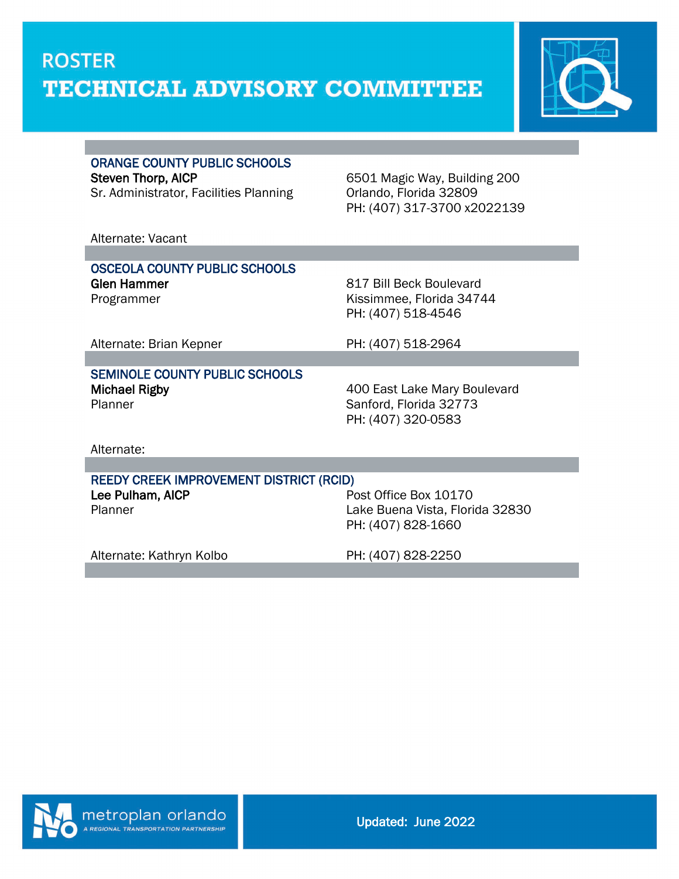# ROSTER
# TECHNICAL ADVISORY COMMITTEE

### ORANGE COUNTY PUBLIC SCHOOLS

**Steven Thorp, AICP**
Sr. Administrator, Facilities Planning

6501 Magic Way, Building 200
Orlando, Florida 32809
PH: (407) 317-3700 x2022139

Alternate: Vacant

### OSCEOLA COUNTY PUBLIC SCHOOLS

**Glen Hammer**
Programmer

817 Bill Beck Boulevard
Kissimmee, Florida 34744
PH: (407) 518-4546

Alternate: Brian Kepner
PH: (407) 518-2964

### SEMINOLE COUNTY PUBLIC SCHOOLS

**Michael Rigby**
Planner

400 East Lake Mary Boulevard
Sanford, Florida 32773
PH: (407) 320-0583

Alternate:

### REEDY CREEK IMPROVEMENT DISTRICT (RCID)

**Lee Pulham, AICP**
Planner

Post Office Box 10170
Lake Buena Vista, Florida 32830
PH: (407) 828-1660

Alternate: Kathryn Kolbo
PH: (407) 828-2250

metroplan orlando
A REGIONAL TRANSPORTATION PARTNERSHIP

**Updated: June 2022**